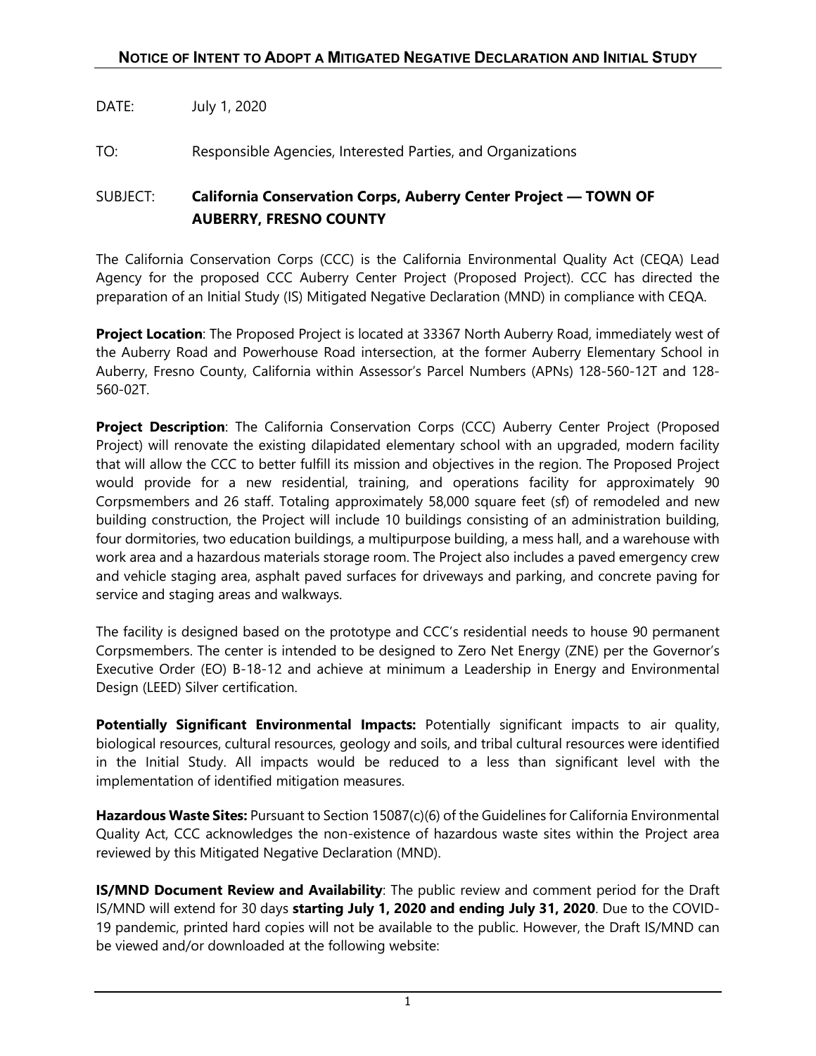## NOTICE OF INTENT TO ADOPT A MITIGATED NEGATIVE DECLARATION AND INITIAL STUDY

DATE: July 1, 2020

TO: Responsible Agencies, Interested Parties, and Organizations

SUBJECT: **California Conservation Corps, Auberry Center Project — TOWN OF AUBERRY, FRESNO COUNTY**

The California Conservation Corps (CCC) is the California Environmental Quality Act (CEQA) Lead Agency for the proposed CCC Auberry Center Project (Proposed Project). CCC has directed the preparation of an Initial Study (IS) Mitigated Negative Declaration (MND) in compliance with CEQA.

**Project Location**: The Proposed Project is located at 33367 North Auberry Road, immediately west of the Auberry Road and Powerhouse Road intersection, at the former Auberry Elementary School in Auberry, Fresno County, California within Assessor's Parcel Numbers (APNs) 128-560-12T and 128-560-02T.

**Project Description**: The California Conservation Corps (CCC) Auberry Center Project (Proposed Project) will renovate the existing dilapidated elementary school with an upgraded, modern facility that will allow the CCC to better fulfill its mission and objectives in the region. The Proposed Project would provide for a new residential, training, and operations facility for approximately 90 Corpsmembers and 26 staff. Totaling approximately 58,000 square feet (sf) of remodeled and new building construction, the Project will include 10 buildings consisting of an administration building, four dormitories, two education buildings, a multipurpose building, a mess hall, and a warehouse with work area and a hazardous materials storage room. The Project also includes a paved emergency crew and vehicle staging area, asphalt paved surfaces for driveways and parking, and concrete paving for service and staging areas and walkways.

The facility is designed based on the prototype and CCC's residential needs to house 90 permanent Corpsmembers. The center is intended to be designed to Zero Net Energy (ZNE) per the Governor's Executive Order (EO) B-18-12 and achieve at minimum a Leadership in Energy and Environmental Design (LEED) Silver certification.

**Potentially Significant Environmental Impacts:** Potentially significant impacts to air quality, biological resources, cultural resources, geology and soils, and tribal cultural resources were identified in the Initial Study. All impacts would be reduced to a less than significant level with the implementation of identified mitigation measures.

**Hazardous Waste Sites:** Pursuant to Section 15087(c)(6) of the Guidelines for California Environmental Quality Act, CCC acknowledges the non-existence of hazardous waste sites within the Project area reviewed by this Mitigated Negative Declaration (MND).

**IS/MND Document Review and Availability**: The public review and comment period for the Draft IS/MND will extend for 30 days **starting July 1, 2020 and ending July 31, 2020**. Due to the COVID-19 pandemic, printed hard copies will not be available to the public. However, the Draft IS/MND can be viewed and/or downloaded at the following website: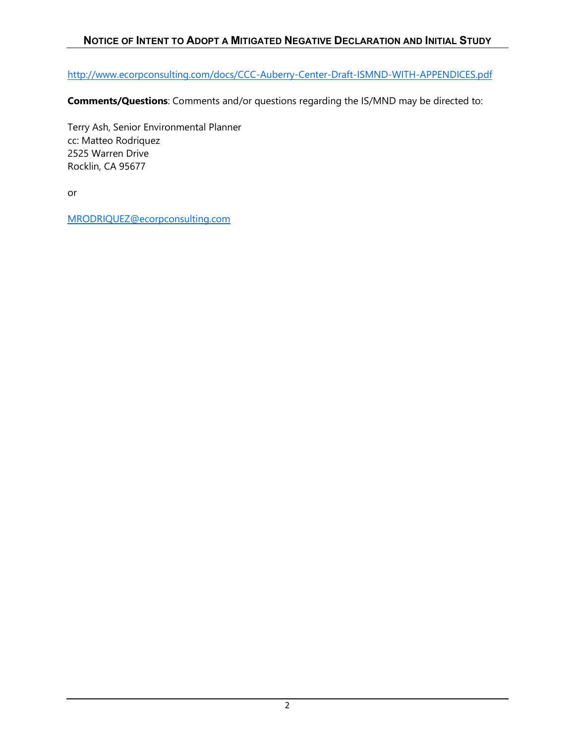http://www.ecorpconsulting.com/docs/CCC-Auberry-Center-Draft-ISMND-WITH-APPENDICES.pdf

**Comments/Questions**: Comments and/or questions regarding the IS/MND may be directed to:

Terry Ash, Senior Environmental Planner
cc: Matteo Rodriquez
2525 Warren Drive
Rocklin, CA 95677

or

MRODRIQUEZ@ecorpconsulting.com